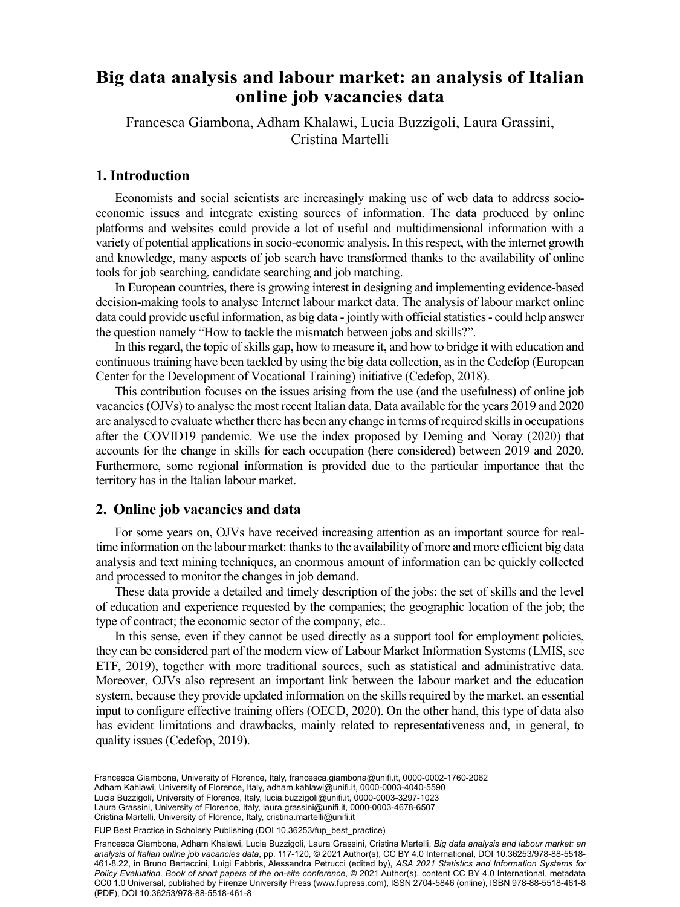# Big data analysis and labour market: an analysis of Italian online job vacancies data

Francesca Giambona, Adham Khalawi, Lucia Buzzigoli, Laura Grassini, Cristina Martelli

## 1. Introduction

Economists and social scientists are increasingly making use of web data to address socio-economic issues and integrate existing sources of information. The data produced by online platforms and websites could provide a lot of useful and multidimensional information with a variety of potential applications in socio-economic analysis. In this respect, with the internet growth and knowledge, many aspects of job search have transformed thanks to the availability of online tools for job searching, candidate searching and job matching.

In European countries, there is growing interest in designing and implementing evidence-based decision-making tools to analyse Internet labour market data. The analysis of labour market online data could provide useful information, as big data - jointly with official statistics - could help answer the question namely "How to tackle the mismatch between jobs and skills?".

In this regard, the topic of skills gap, how to measure it, and how to bridge it with education and continuous training have been tackled by using the big data collection, as in the Cedefop (European Center for the Development of Vocational Training) initiative (Cedefop, 2018).

This contribution focuses on the issues arising from the use (and the usefulness) of online job vacancies (OJVs) to analyse the most recent Italian data. Data available for the years 2019 and 2020 are analysed to evaluate whether there has been any change in terms of required skills in occupations after the COVID19 pandemic. We use the index proposed by Deming and Noray (2020) that accounts for the change in skills for each occupation (here considered) between 2019 and 2020. Furthermore, some regional information is provided due to the particular importance that the territory has in the Italian labour market.

## 2. Online job vacancies and data

For some years on, OJVs have received increasing attention as an important source for real-time information on the labour market: thanks to the availability of more and more efficient big data analysis and text mining techniques, an enormous amount of information can be quickly collected and processed to monitor the changes in job demand.

These data provide a detailed and timely description of the jobs: the set of skills and the level of education and experience requested by the companies; the geographic location of the job; the type of contract; the economic sector of the company, etc..

In this sense, even if they cannot be used directly as a support tool for employment policies, they can be considered part of the modern view of Labour Market Information Systems (LMIS, see ETF, 2019), together with more traditional sources, such as statistical and administrative data. Moreover, OJVs also represent an important link between the labour market and the education system, because they provide updated information on the skills required by the market, an essential input to configure effective training offers (OECD, 2020). On the other hand, this type of data also has evident limitations and drawbacks, mainly related to representativeness and, in general, to quality issues (Cedefop, 2019).

Francesca Giambona, University of Florence, Italy, francesca.giambona@unifi.it, 0000-0002-1760-2062
Adham Kahlawi, University of Florence, Italy, adham.kahlawi@unifi.it, 0000-0003-4040-5590
Lucia Buzzigoli, University of Florence, Italy, lucia.buzzigoli@unifi.it, 0000-0003-3297-1023
Laura Grassini, University of Florence, Italy, laura.grassini@unifi.it, 0000-0003-4678-6507
Cristina Martelli, University of Florence, Italy, cristina.martelli@unifi.it

FUP Best Practice in Scholarly Publishing (DOI 10.36253/fup_best_practice)

Francesca Giambona, Adham Khalawi, Lucia Buzzigoli, Laura Grassini, Cristina Martelli, *Big data analysis and labour market: an analysis of Italian online job vacancies data*, pp. 117-120, © 2021 Author(s), CC BY 4.0 International, DOI 10.36253/978-88-5518-461-8.22, in Bruno Bertaccini, Luigi Fabbris, Alessandra Petrucci (edited by), *ASA 2021 Statistics and Information Systems for Policy Evaluation. Book of short papers of the on-site conference*, © 2021 Author(s), content CC BY 4.0 International, metadata CC0 1.0 Universal, published by Firenze University Press (www.fupress.com), ISSN 2704-5846 (online), ISBN 978-88-5518-461-8 (PDF), DOI 10.36253/978-88-5518-461-8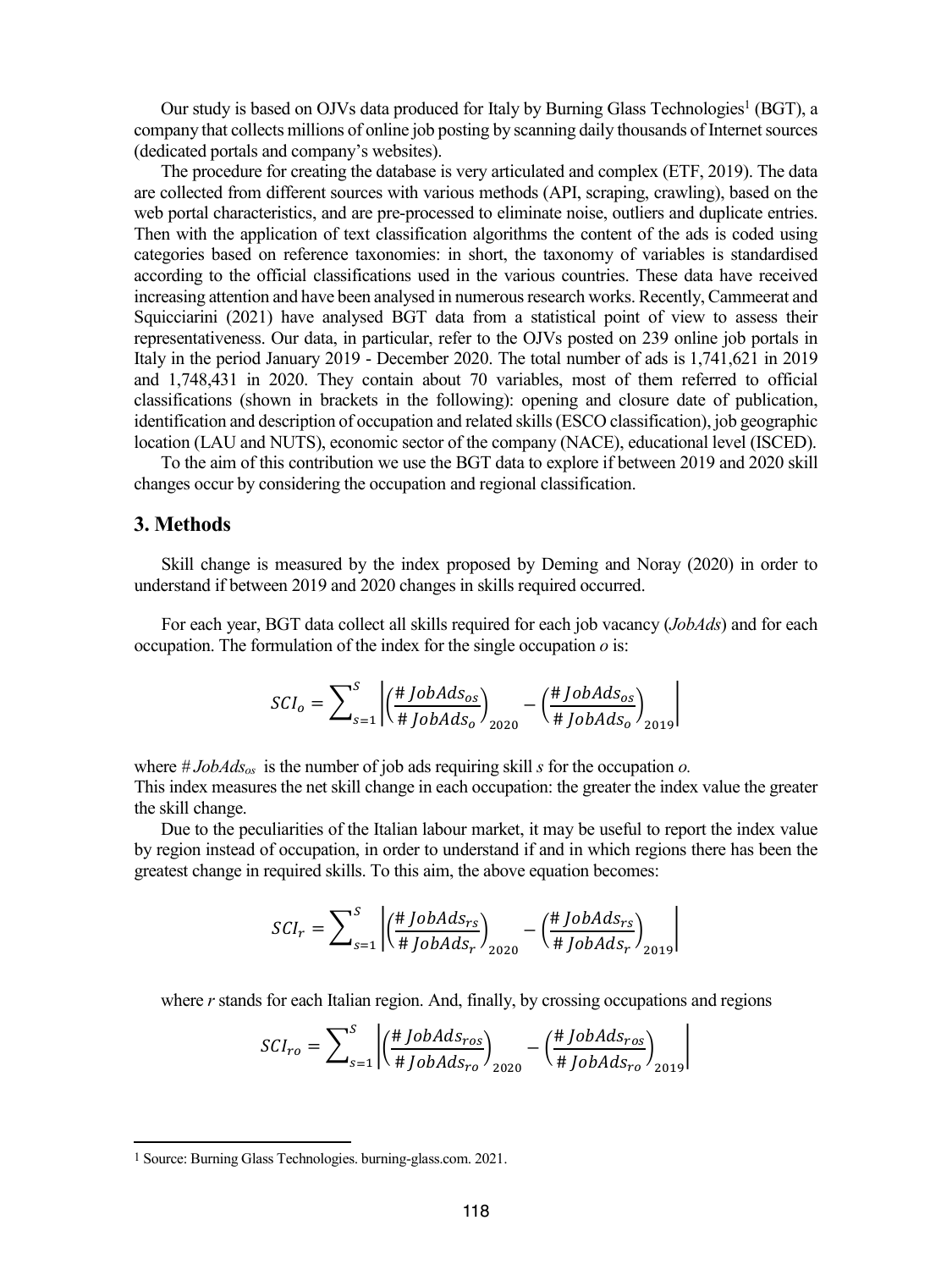Our study is based on OJVs data produced for Italy by Burning Glass Technologies[1] (BGT), a company that collects millions of online job posting by scanning daily thousands of Internet sources (dedicated portals and company's websites).

The procedure for creating the database is very articulated and complex (ETF, 2019). The data are collected from different sources with various methods (API, scraping, crawling), based on the web portal characteristics, and are pre-processed to eliminate noise, outliers and duplicate entries. Then with the application of text classification algorithms the content of the ads is coded using categories based on reference taxonomies: in short, the taxonomy of variables is standardised according to the official classifications used in the various countries. These data have received increasing attention and have been analysed in numerous research works. Recently, Cammeerat and Squicciarini (2021) have analysed BGT data from a statistical point of view to assess their representativeness. Our data, in particular, refer to the OJVs posted on 239 online job portals in Italy in the period January 2019 - December 2020. The total number of ads is 1,741,621 in 2019 and 1,748,431 in 2020. They contain about 70 variables, most of them referred to official classifications (shown in brackets in the following): opening and closure date of publication, identification and description of occupation and related skills (ESCO classification), job geographic location (LAU and NUTS), economic sector of the company (NACE), educational level (ISCED).

To the aim of this contribution we use the BGT data to explore if between 2019 and 2020 skill changes occur by considering the occupation and regional classification.

## 3. Methods

Skill change is measured by the index proposed by Deming and Noray (2020) in order to understand if between 2019 and 2020 changes in skills required occurred.

For each year, BGT data collect all skills required for each job vacancy (*JobAds*) and for each occupation. The formulation of the index for the single occupation *o* is:

$$SCI_o = \sum_{s=1}^{S} \left| \left( \frac{\# JobAds_{os}}{\# JobAds_o} \right)_{2020} - \left( \frac{\# JobAds_{os}}{\# JobAds_o} \right)_{2019} \right|$$

where $\# JobAds_{os}$ is the number of job ads requiring skill *s* for the occupation *o*.
This index measures the net skill change in each occupation: the greater the index value the greater the skill change.

Due to the peculiarities of the Italian labour market, it may be useful to report the index value by region instead of occupation, in order to understand if and in which regions there has been the greatest change in required skills. To this aim, the above equation becomes:

$$SCI_r = \sum_{s=1}^{S} \left| \left( \frac{\# JobAds_{rs}}{\# JobAds_r} \right)_{2020} - \left( \frac{\# JobAds_{rs}}{\# JobAds_r} \right)_{2019} \right|$$

where *r* stands for each Italian region. And, finally, by crossing occupations and regions

$$SCI_{ro} = \sum_{s=1}^{S} \left| \left( \frac{\# JobAds_{ros}}{\# JobAds_{ro}} \right)_{2020} - \left( \frac{\# JobAds_{ros}}{\# JobAds_{ro}} \right)_{2019} \right|$$

---

[1] Source: Burning Glass Technologies. burning-glass.com. 2021.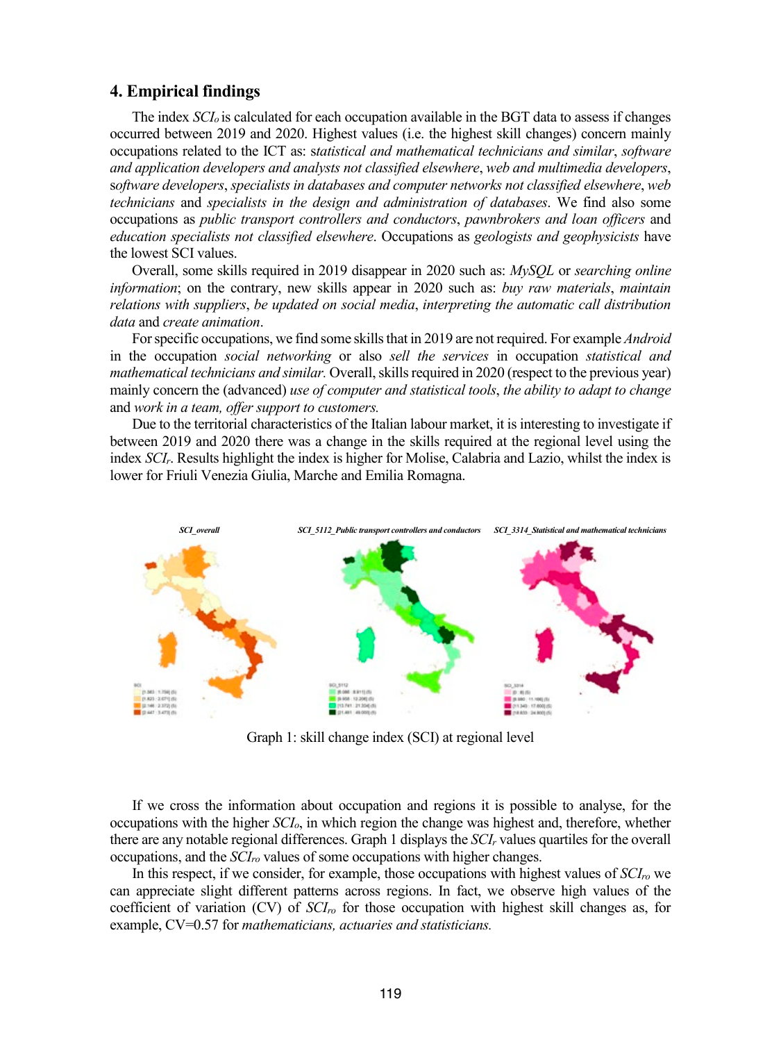## 4. Empirical findings

The index $SCI_o$ is calculated for each occupation available in the BGT data to assess if changes occurred between 2019 and 2020. Highest values (i.e. the highest skill changes) concern mainly occupations related to the ICT as: s*tatistical and mathematical technicians and similar*, *software and application developers and analysts not classified elsewhere*, *web and multimedia developers*, s*oftware developers*, *specialists in databases and computer networks not classified elsewhere*, *web technicians* and *specialists in the design and administration of databases*. We find also some occupations as *public transport controllers and conductors*, *pawnbrokers and loan officers* and *education specialists not classified elsewhere*. Occupations as *geologists and geophysicists* have the lowest SCI values.

Overall, some skills required in 2019 disappear in 2020 such as: *MySQL* or *searching online information*; on the contrary, new skills appear in 2020 such as: *buy raw materials*, *maintain relations with suppliers*, *be updated on social media*, *interpreting the automatic call distribution data* and *create animation*.

For specific occupations, we find some skills that in 2019 are not required. For example *Android* in the occupation *social networking* or also *sell the services* in occupation *statistical and mathematical technicians and similar.* Overall, skills required in 2020 (respect to the previous year) mainly concern the (advanced) *use of computer and statistical tools*, *the ability to adapt to change* and *work in a team, offer support to customers.*

Due to the territorial characteristics of the Italian labour market, it is interesting to investigate if between 2019 and 2020 there was a change in the skills required at the regional level using the index $SCI_r$. Results highlight the index is higher for Molise, Calabria and Lazio, whilst the index is lower for Friuli Venezia Giulia, Marche and Emilia Romagna.

Graph 1: skill change index (SCI) at regional level

If we cross the information about occupation and regions it is possible to analyse, for the occupations with the higher $SCI_o$, in which region the change was highest and, therefore, whether there are any notable regional differences. Graph 1 displays the $SCI_r$ values quartiles for the overall occupations, and the $SCI_{ro}$ values of some occupations with higher changes.

In this respect, if we consider, for example, those occupations with highest values of $SCI_{ro}$ we can appreciate slight different patterns across regions. In fact, we observe high values of the coefficient of variation (CV) of $SCI_{ro}$ for those occupation with highest skill changes as, for example, CV=0.57 for *mathematicians, actuaries and statisticians.*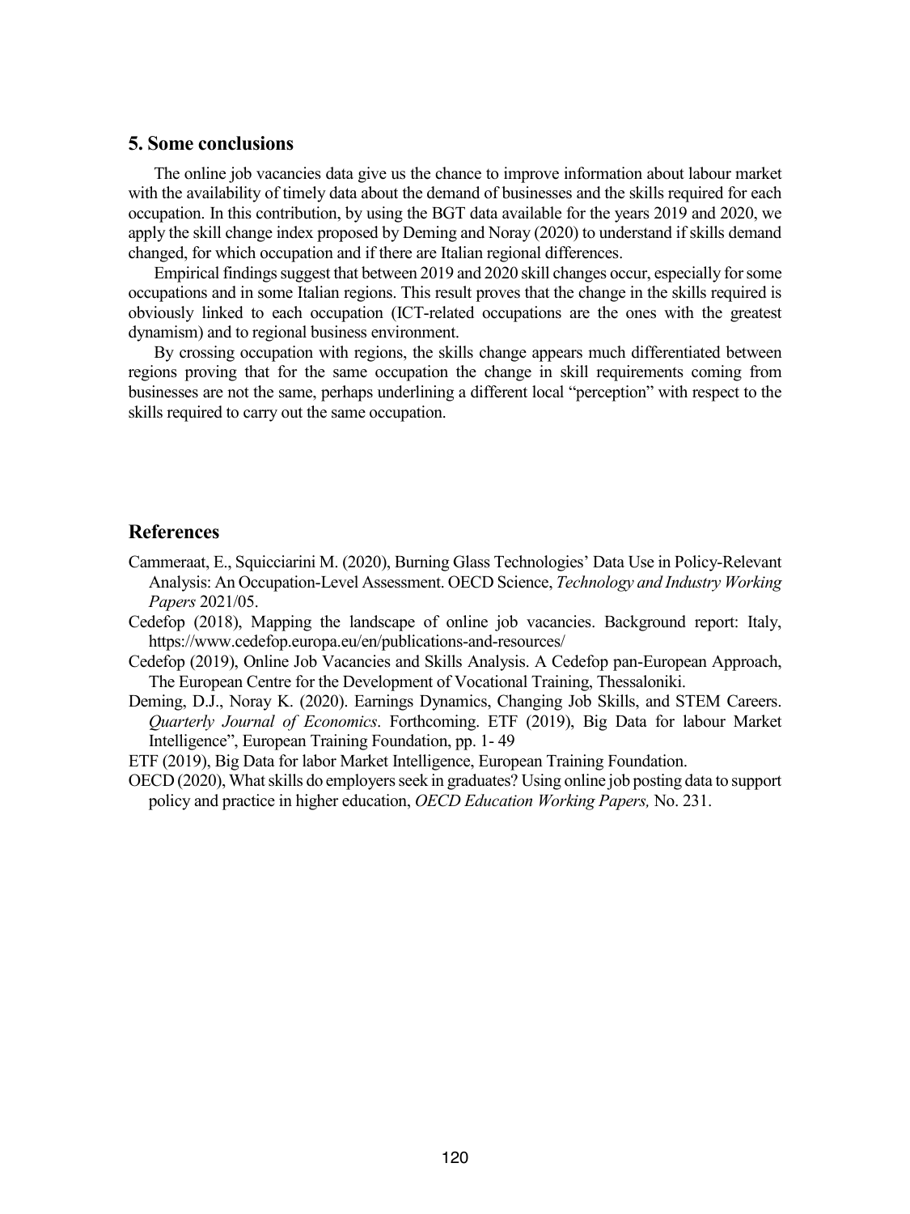## 5. Some conclusions

The online job vacancies data give us the chance to improve information about labour market with the availability of timely data about the demand of businesses and the skills required for each occupation. In this contribution, by using the BGT data available for the years 2019 and 2020, we apply the skill change index proposed by Deming and Noray (2020) to understand if skills demand changed, for which occupation and if there are Italian regional differences.

Empirical findings suggest that between 2019 and 2020 skill changes occur, especially for some occupations and in some Italian regions. This result proves that the change in the skills required is obviously linked to each occupation (ICT-related occupations are the ones with the greatest dynamism) and to regional business environment.

By crossing occupation with regions, the skills change appears much differentiated between regions proving that for the same occupation the change in skill requirements coming from businesses are not the same, perhaps underlining a different local "perception" with respect to the skills required to carry out the same occupation.

## References

Cammeraat, E., Squicciarini M. (2020), Burning Glass Technologies' Data Use in Policy-Relevant Analysis: An Occupation-Level Assessment. OECD Science, *Technology and Industry Working Papers* 2021/05.

Cedefop (2018), Mapping the landscape of online job vacancies. Background report: Italy, https://www.cedefop.europa.eu/en/publications-and-resources/

Cedefop (2019), Online Job Vacancies and Skills Analysis. A Cedefop pan-European Approach, The European Centre for the Development of Vocational Training, Thessaloniki.

Deming, D.J., Noray K. (2020). Earnings Dynamics, Changing Job Skills, and STEM Careers. *Quarterly Journal of Economics*. Forthcoming. ETF (2019), Big Data for labour Market Intelligence", European Training Foundation, pp. 1- 49

ETF (2019), Big Data for labor Market Intelligence, European Training Foundation.

OECD (2020), What skills do employers seek in graduates? Using online job posting data to support policy and practice in higher education, *OECD Education Working Papers,* No. 231.